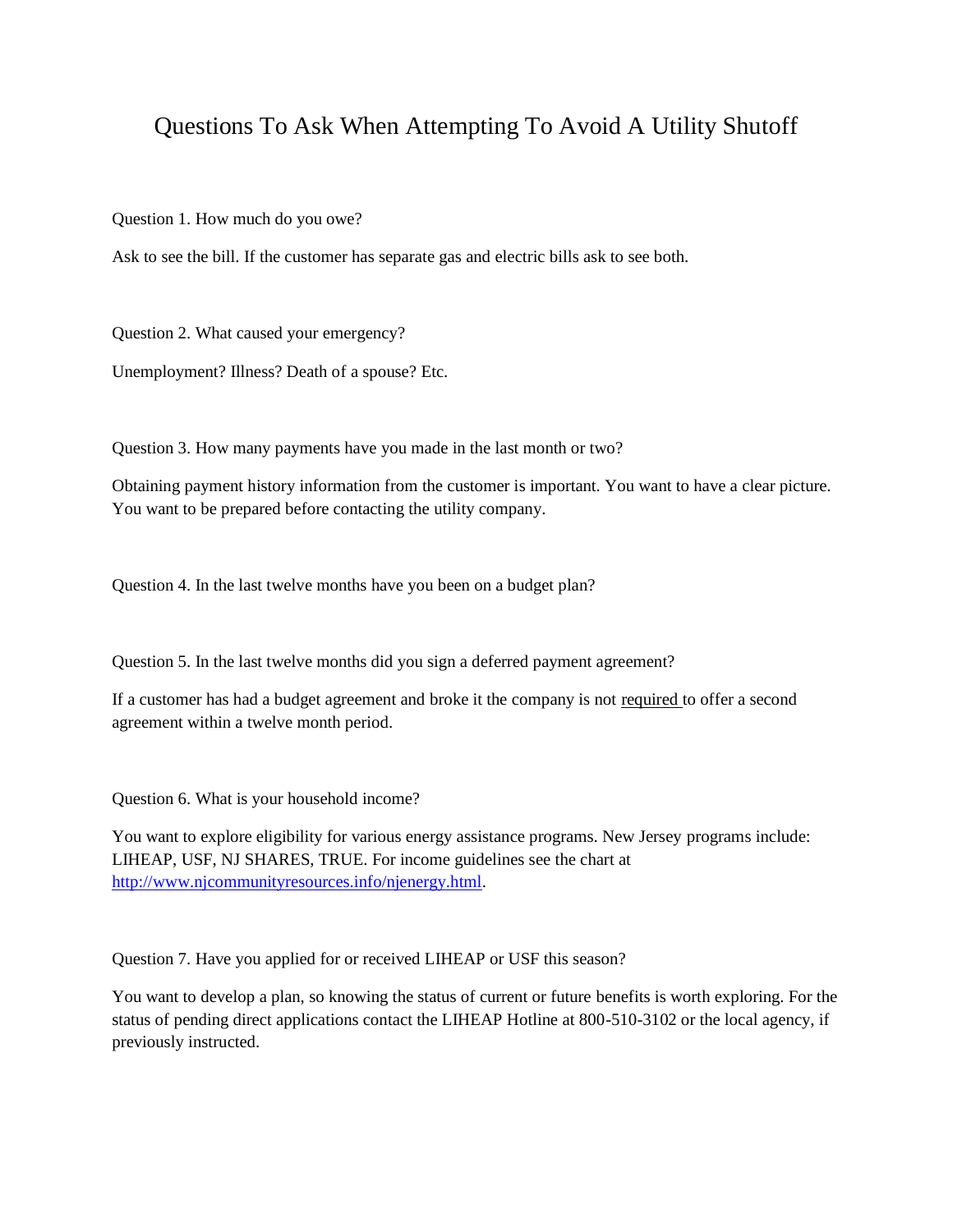# Questions To Ask When Attempting To Avoid A Utility Shutoff

Question 1. How much do you owe?

Ask to see the bill. If the customer has separate gas and electric bills ask to see both.

Question 2. What caused your emergency?

Unemployment? Illness? Death of a spouse? Etc.

Question 3. How many payments have you made in the last month or two?

Obtaining payment history information from the customer is important. You want to have a clear picture. You want to be prepared before contacting the utility company.

Question 4. In the last twelve months have you been on a budget plan?

Question 5. In the last twelve months did you sign a deferred payment agreement?

If a customer has had a budget agreement and broke it the company is not required to offer a second agreement within a twelve month period.

Question 6. What is your household income?

You want to explore eligibility for various energy assistance programs. New Jersey programs include: LIHEAP, USF, NJ SHARES, TRUE. For income guidelines see the chart at [http://www.njcommunityresources.info/njenergy.html](http://www.njcommunityresources.info/njenergy.html).

Question 7. Have you applied for or received LIHEAP or USF this season?

You want to develop a plan, so knowing the status of current or future benefits is worth exploring. For the status of pending direct applications contact the LIHEAP Hotline at 800-510-3102 or the local agency, if previously instructed.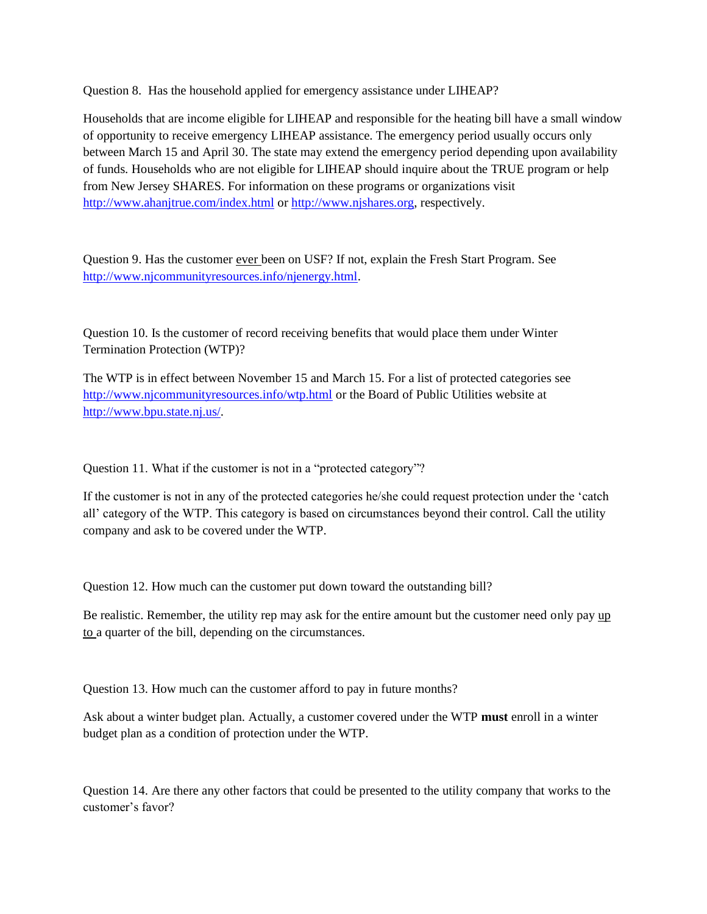Question 8. Has the household applied for emergency assistance under LIHEAP?

Households that are income eligible for LIHEAP and responsible for the heating bill have a small window of opportunity to receive emergency LIHEAP assistance. The emergency period usually occurs only between March 15 and April 30. The state may extend the emergency period depending upon availability of funds. Households who are not eligible for LIHEAP should inquire about the TRUE program or help from New Jersey SHARES. For information on these programs or organizations visit http://www.ahanjtrue.com/index.html or http://www.njshares.org, respectively.

Question 9. Has the customer ever been on USF? If not, explain the Fresh Start Program. See http://www.njcommunityresources.info/njenergy.html.

Question 10. Is the customer of record receiving benefits that would place them under Winter Termination Protection (WTP)?

The WTP is in effect between November 15 and March 15. For a list of protected categories see http://www.njcommunityresources.info/wtp.html or the Board of Public Utilities website at http://www.bpu.state.nj.us/.

Question 11. What if the customer is not in a "protected category"?

If the customer is not in any of the protected categories he/she could request protection under the 'catch all' category of the WTP. This category is based on circumstances beyond their control. Call the utility company and ask to be covered under the WTP.

Question 12. How much can the customer put down toward the outstanding bill?

Be realistic. Remember, the utility rep may ask for the entire amount but the customer need only pay up to a quarter of the bill, depending on the circumstances.

Question 13. How much can the customer afford to pay in future months?

Ask about a winter budget plan. Actually, a customer covered under the WTP **must** enroll in a winter budget plan as a condition of protection under the WTP.

Question 14. Are there any other factors that could be presented to the utility company that works to the customer's favor?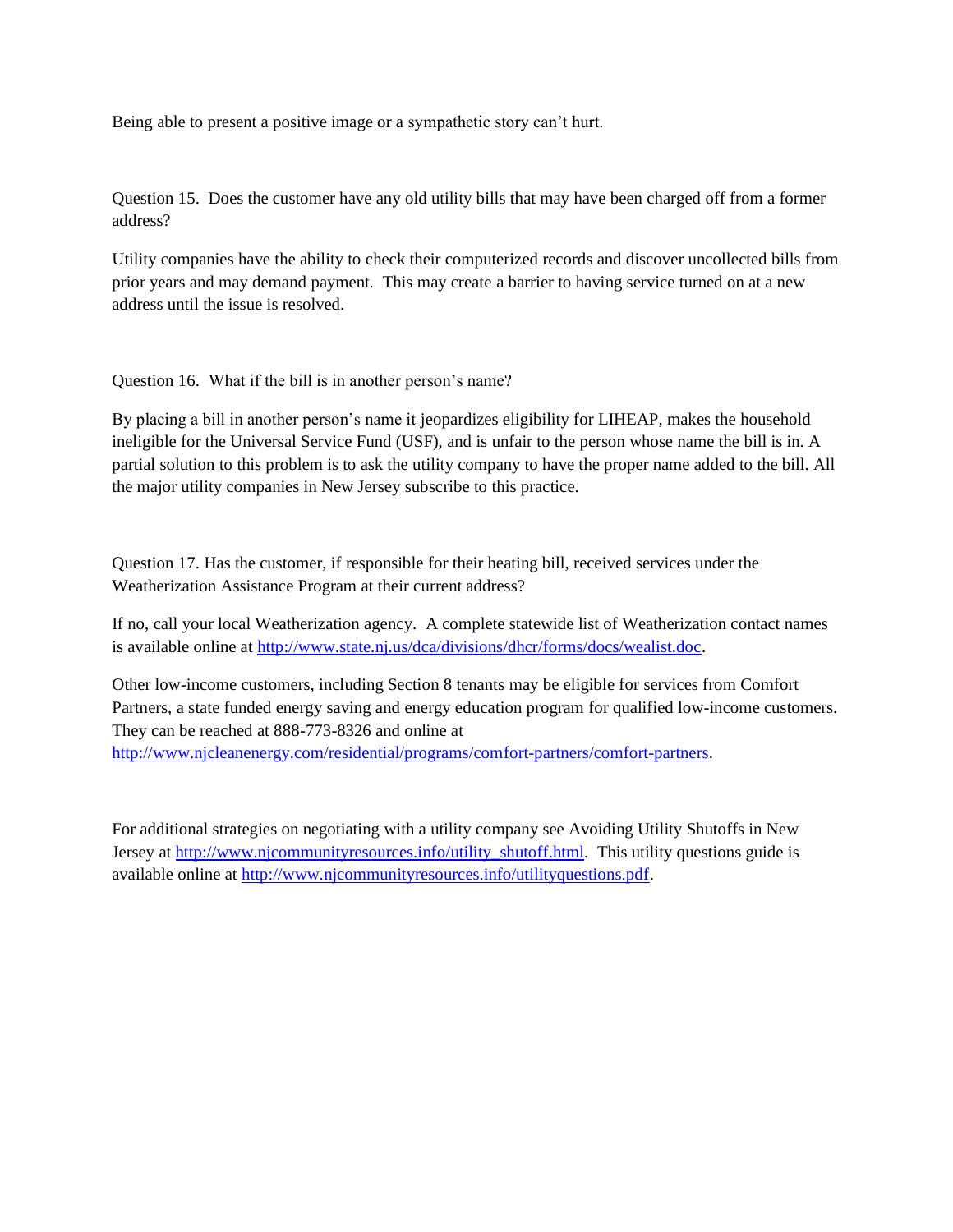Being able to present a positive image or a sympathetic story can't hurt.

Question 15. Does the customer have any old utility bills that may have been charged off from a former address?

Utility companies have the ability to check their computerized records and discover uncollected bills from prior years and may demand payment. This may create a barrier to having service turned on at a new address until the issue is resolved.

Question 16. What if the bill is in another person's name?

By placing a bill in another person's name it jeopardizes eligibility for LIHEAP, makes the household ineligible for the Universal Service Fund (USF), and is unfair to the person whose name the bill is in. A partial solution to this problem is to ask the utility company to have the proper name added to the bill. All the major utility companies in New Jersey subscribe to this practice.

Question 17. Has the customer, if responsible for their heating bill, received services under the Weatherization Assistance Program at their current address?

If no, call your local Weatherization agency. A complete statewide list of Weatherization contact names is available online at http://www.state.nj.us/dca/divisions/dhcr/forms/docs/wealist.doc.

Other low-income customers, including Section 8 tenants may be eligible for services from Comfort Partners, a state funded energy saving and energy education program for qualified low-income customers. They can be reached at 888-773-8326 and online at http://www.njcleanenergy.com/residential/programs/comfort-partners/comfort-partners.

For additional strategies on negotiating with a utility company see Avoiding Utility Shutoffs in New Jersey at http://www.njcommunityresources.info/utility_shutoff.html. This utility questions guide is available online at http://www.njcommunityresources.info/utilityquestions.pdf.